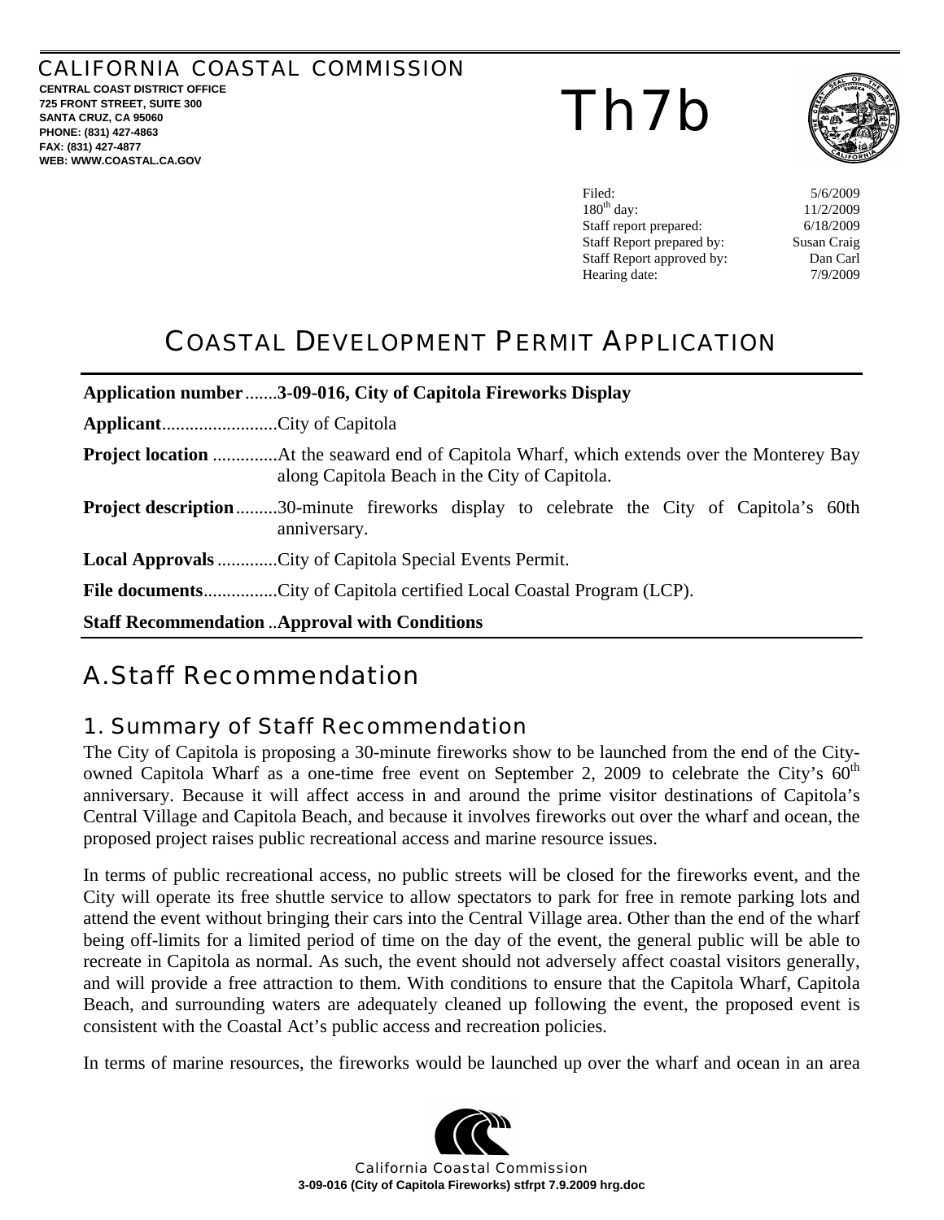CALIFORNIA COASTAL COMMISSION
**CENTRAL COAST DISTRICT OFFICE**
**725 FRONT STREET, SUITE 300**
**SANTA CRUZ, CA 95060**
**PHONE: (831) 427-4863**
**FAX: (831) 427-4877**
**WEB: WWW.COASTAL.CA.GOV**

# Th7b

| | |
|---|---|
| Filed: | 5/6/2009 |
| 180th day: | 11/2/2009 |
| Staff report prepared: | 6/18/2009 |
| Staff Report prepared by: | Susan Craig |
| Staff Report approved by: | Dan Carl |
| Hearing date: | 7/9/2009 |

# COASTAL DEVELOPMENT PERMIT APPLICATION

**Application number**.......**3-09-016, City of Capitola Fireworks Display**

**Applicant**.........................City of Capitola

**Project location** .............At the seaward end of Capitola Wharf, which extends over the Monterey Bay along Capitola Beach in the City of Capitola.

**Project description**.........30-minute fireworks display to celebrate the City of Capitola's 60th anniversary.

**Local Approvals** .............City of Capitola Special Events Permit.

**File documents**................City of Capitola certified Local Coastal Program (LCP).

**Staff Recommendation** ..**Approval with Conditions**

## A. Staff Recommendation

### 1. Summary of Staff Recommendation

The City of Capitola is proposing a 30-minute fireworks show to be launched from the end of the City-owned Capitola Wharf as a one-time free event on September 2, 2009 to celebrate the City's 60th anniversary. Because it will affect access in and around the prime visitor destinations of Capitola's Central Village and Capitola Beach, and because it involves fireworks out over the wharf and ocean, the proposed project raises public recreational access and marine resource issues.

In terms of public recreational access, no public streets will be closed for the fireworks event, and the City will operate its free shuttle service to allow spectators to park for free in remote parking lots and attend the event without bringing their cars into the Central Village area. Other than the end of the wharf being off-limits for a limited period of time on the day of the event, the general public will be able to recreate in Capitola as normal. As such, the event should not adversely affect coastal visitors generally, and will provide a free attraction to them. With conditions to ensure that the Capitola Wharf, Capitola Beach, and surrounding waters are adequately cleaned up following the event, the proposed event is consistent with the Coastal Act's public access and recreation policies.

In terms of marine resources, the fireworks would be launched up over the wharf and ocean in an area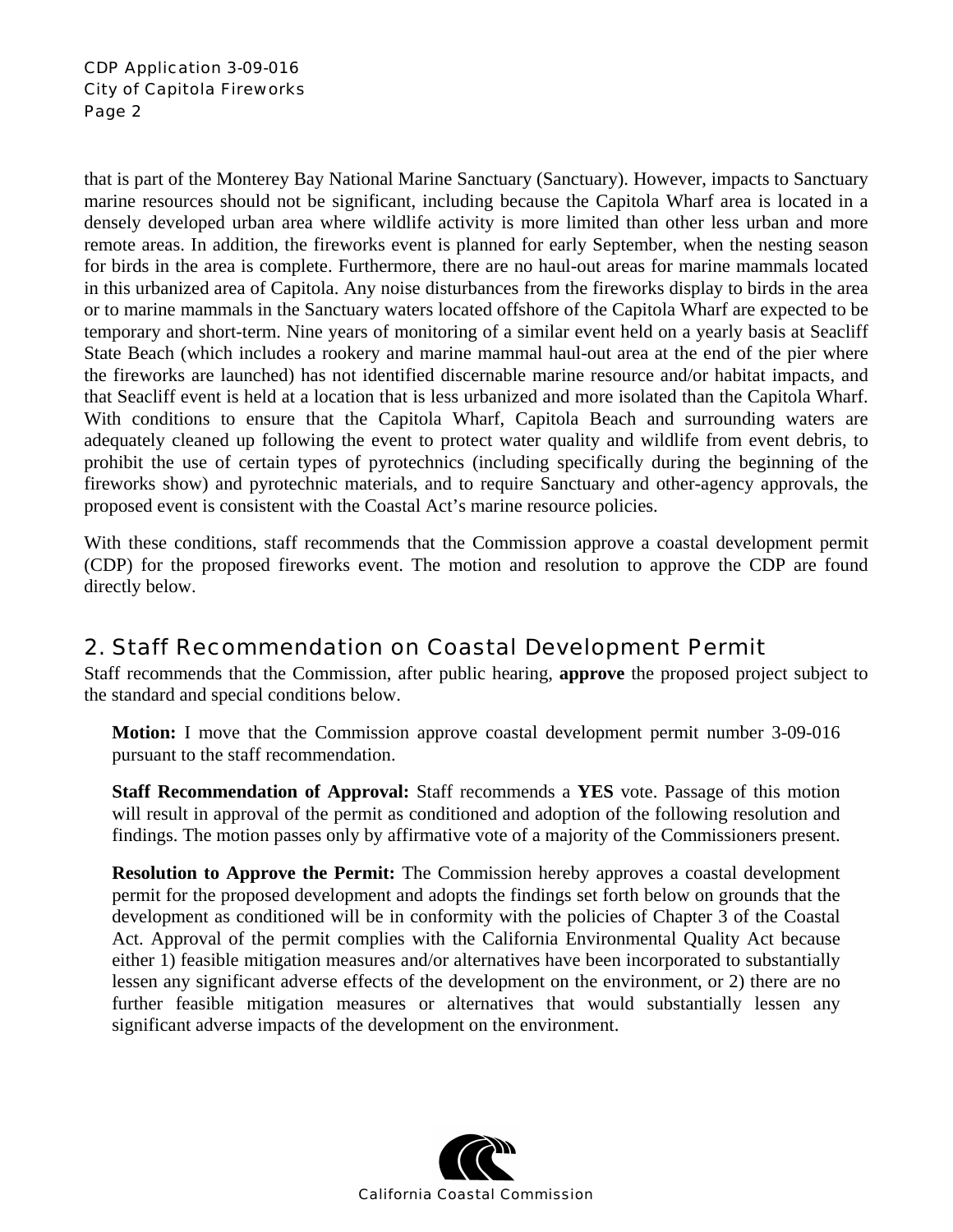that is part of the Monterey Bay National Marine Sanctuary (Sanctuary). However, impacts to Sanctuary marine resources should not be significant, including because the Capitola Wharf area is located in a densely developed urban area where wildlife activity is more limited than other less urban and more remote areas. In addition, the fireworks event is planned for early September, when the nesting season for birds in the area is complete. Furthermore, there are no haul-out areas for marine mammals located in this urbanized area of Capitola. Any noise disturbances from the fireworks display to birds in the area or to marine mammals in the Sanctuary waters located offshore of the Capitola Wharf are expected to be temporary and short-term. Nine years of monitoring of a similar event held on a yearly basis at Seacliff State Beach (which includes a rookery and marine mammal haul-out area at the end of the pier where the fireworks are launched) has not identified discernable marine resource and/or habitat impacts, and that Seacliff event is held at a location that is less urbanized and more isolated than the Capitola Wharf. With conditions to ensure that the Capitola Wharf, Capitola Beach and surrounding waters are adequately cleaned up following the event to protect water quality and wildlife from event debris, to prohibit the use of certain types of pyrotechnics (including specifically during the beginning of the fireworks show) and pyrotechnic materials, and to require Sanctuary and other-agency approvals, the proposed event is consistent with the Coastal Act's marine resource policies.

With these conditions, staff recommends that the Commission approve a coastal development permit (CDP) for the proposed fireworks event. The motion and resolution to approve the CDP are found directly below.

## 2. Staff Recommendation on Coastal Development Permit

Staff recommends that the Commission, after public hearing, **approve** the proposed project subject to the standard and special conditions below.

**Motion:** I move that the Commission approve coastal development permit number 3-09-016 pursuant to the staff recommendation.

**Staff Recommendation of Approval:** Staff recommends a **YES** vote. Passage of this motion will result in approval of the permit as conditioned and adoption of the following resolution and findings. The motion passes only by affirmative vote of a majority of the Commissioners present.

**Resolution to Approve the Permit:** The Commission hereby approves a coastal development permit for the proposed development and adopts the findings set forth below on grounds that the development as conditioned will be in conformity with the policies of Chapter 3 of the Coastal Act. Approval of the permit complies with the California Environmental Quality Act because either 1) feasible mitigation measures and/or alternatives have been incorporated to substantially lessen any significant adverse effects of the development on the environment, or 2) there are no further feasible mitigation measures or alternatives that would substantially lessen any significant adverse impacts of the development on the environment.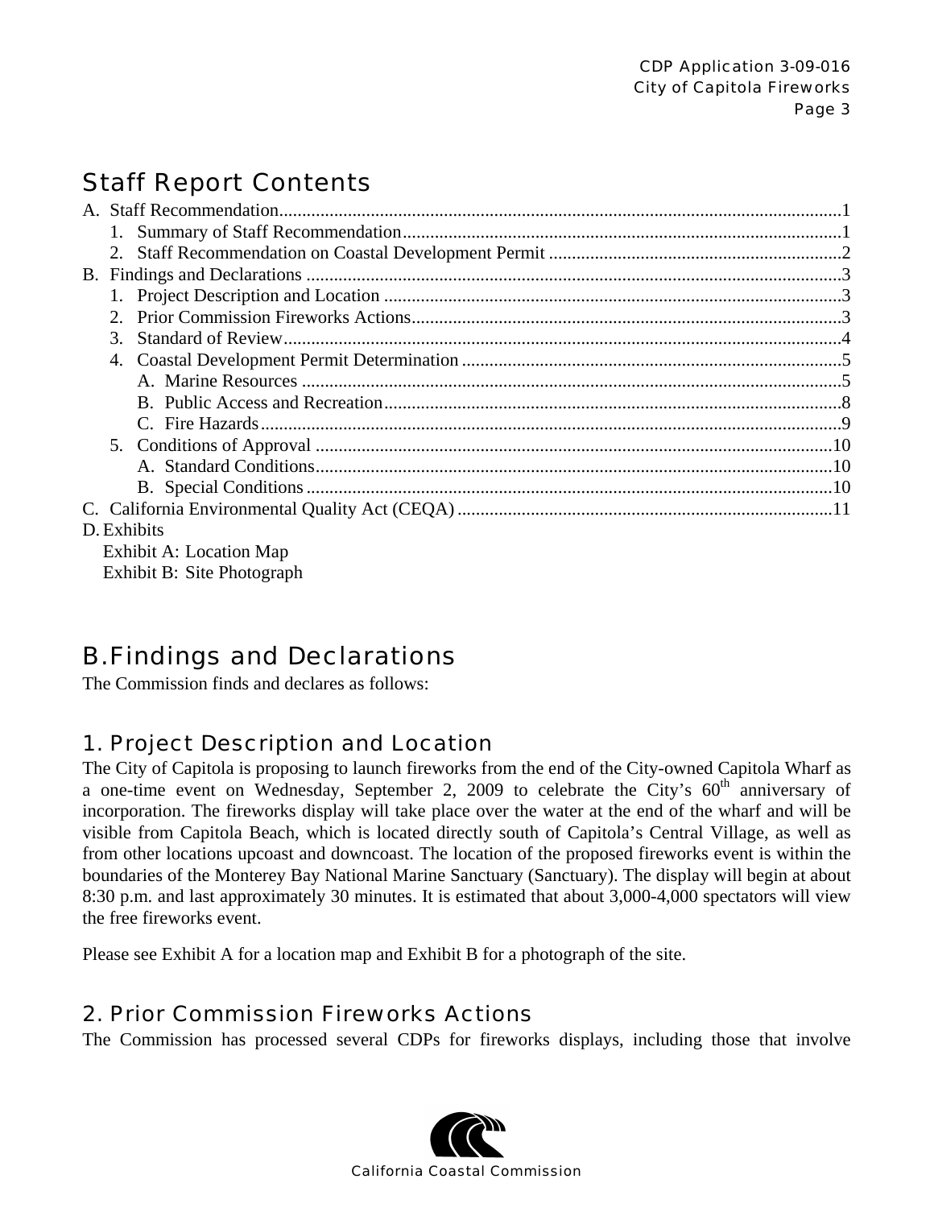## Staff Report Contents

A. Staff Recommendation....................................................................................................................1
  1. Summary of Staff Recommendation...............................................................................................1
  2. Staff Recommendation on Coastal Development Permit ...............................................................2
B. Findings and Declarations ..................................................................................................................3
  1. Project Description and Location ...................................................................................................3
  2. Prior Commission Fireworks Actions.............................................................................................3
  3. Standard of Review.........................................................................................................................4
  4. Coastal Development Permit Determination ..................................................................................5
    A. Marine Resources .....................................................................................................................5
    B. Public Access and Recreation....................................................................................................8
    C. Fire Hazards...............................................................................................................................9
  5. Conditions of Approval .................................................................................................................10
    A. Standard Conditions.................................................................................................................10
    B. Special Conditions ...................................................................................................................10
C. California Environmental Quality Act (CEQA) .................................................................................11
D. Exhibits
  Exhibit A: Location Map
  Exhibit B: Site Photograph

## B. Findings and Declarations

The Commission finds and declares as follows:

### 1. Project Description and Location

The City of Capitola is proposing to launch fireworks from the end of the City-owned Capitola Wharf as a one-time event on Wednesday, September 2, 2009 to celebrate the City's 60th anniversary of incorporation. The fireworks display will take place over the water at the end of the wharf and will be visible from Capitola Beach, which is located directly south of Capitola's Central Village, as well as from other locations upcoast and downcoast. The location of the proposed fireworks event is within the boundaries of the Monterey Bay National Marine Sanctuary (Sanctuary). The display will begin at about 8:30 p.m. and last approximately 30 minutes. It is estimated that about 3,000-4,000 spectators will view the free fireworks event.

Please see Exhibit A for a location map and Exhibit B for a photograph of the site.

### 2. Prior Commission Fireworks Actions

The Commission has processed several CDPs for fireworks displays, including those that involve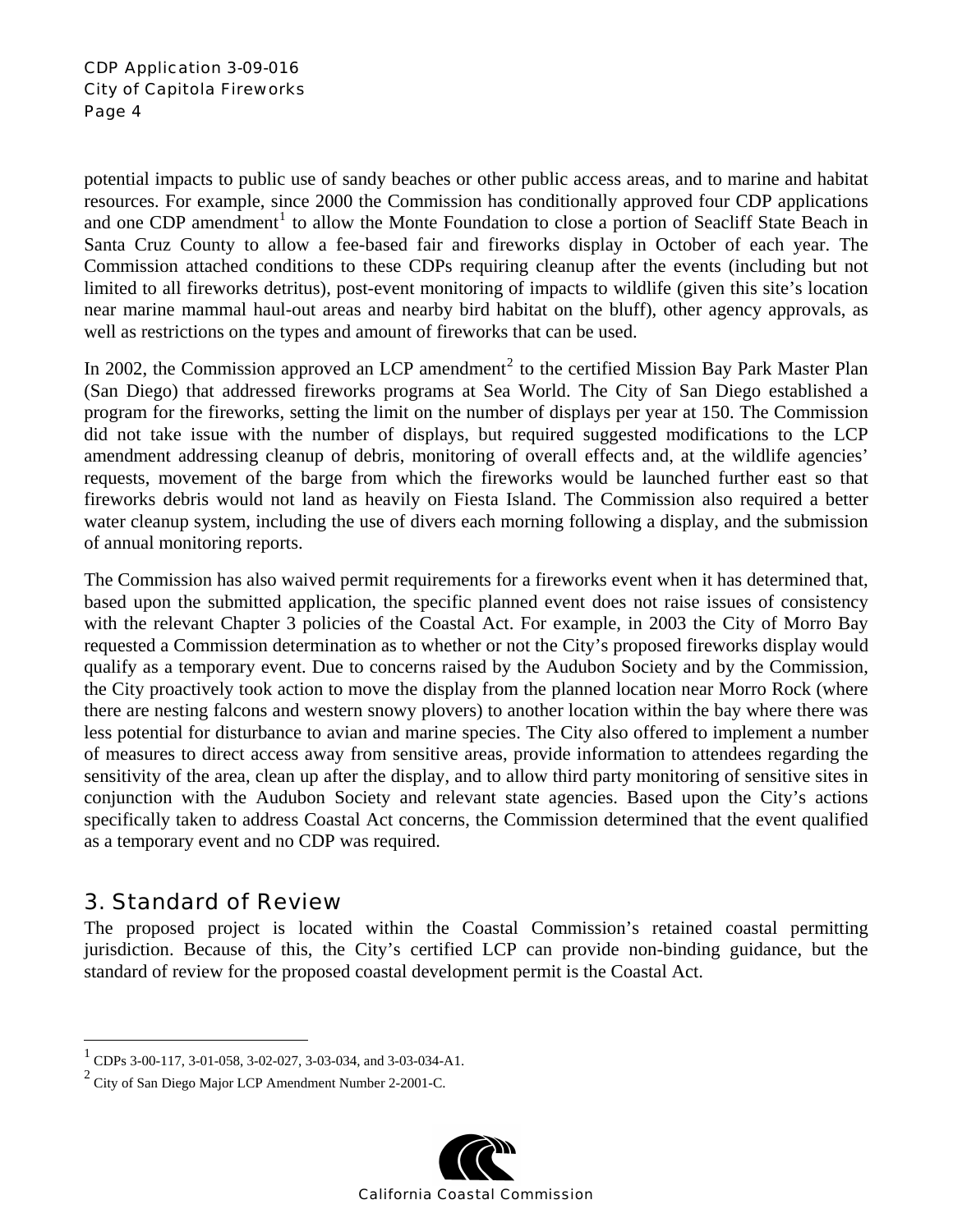potential impacts to public use of sandy beaches or other public access areas, and to marine and habitat resources. For example, since 2000 the Commission has conditionally approved four CDP applications and one CDP amendment[1] to allow the Monte Foundation to close a portion of Seacliff State Beach in Santa Cruz County to allow a fee-based fair and fireworks display in October of each year. The Commission attached conditions to these CDPs requiring cleanup after the events (including but not limited to all fireworks detritus), post-event monitoring of impacts to wildlife (given this site's location near marine mammal haul-out areas and nearby bird habitat on the bluff), other agency approvals, as well as restrictions on the types and amount of fireworks that can be used.

In 2002, the Commission approved an LCP amendment[2] to the certified Mission Bay Park Master Plan (San Diego) that addressed fireworks programs at Sea World. The City of San Diego established a program for the fireworks, setting the limit on the number of displays per year at 150. The Commission did not take issue with the number of displays, but required suggested modifications to the LCP amendment addressing cleanup of debris, monitoring of overall effects and, at the wildlife agencies' requests, movement of the barge from which the fireworks would be launched further east so that fireworks debris would not land as heavily on Fiesta Island. The Commission also required a better water cleanup system, including the use of divers each morning following a display, and the submission of annual monitoring reports.

The Commission has also waived permit requirements for a fireworks event when it has determined that, based upon the submitted application, the specific planned event does not raise issues of consistency with the relevant Chapter 3 policies of the Coastal Act. For example, in 2003 the City of Morro Bay requested a Commission determination as to whether or not the City's proposed fireworks display would qualify as a temporary event. Due to concerns raised by the Audubon Society and by the Commission, the City proactively took action to move the display from the planned location near Morro Rock (where there are nesting falcons and western snowy plovers) to another location within the bay where there was less potential for disturbance to avian and marine species. The City also offered to implement a number of measures to direct access away from sensitive areas, provide information to attendees regarding the sensitivity of the area, clean up after the display, and to allow third party monitoring of sensitive sites in conjunction with the Audubon Society and relevant state agencies. Based upon the City's actions specifically taken to address Coastal Act concerns, the Commission determined that the event qualified as a temporary event and no CDP was required.

## 3. Standard of Review

The proposed project is located within the Coastal Commission's retained coastal permitting jurisdiction. Because of this, the City's certified LCP can provide non-binding guidance, but the standard of review for the proposed coastal development permit is the Coastal Act.

---

[1] CDPs 3-00-117, 3-01-058, 3-02-027, 3-03-034, and 3-03-034-A1.

[2] City of San Diego Major LCP Amendment Number 2-2001-C.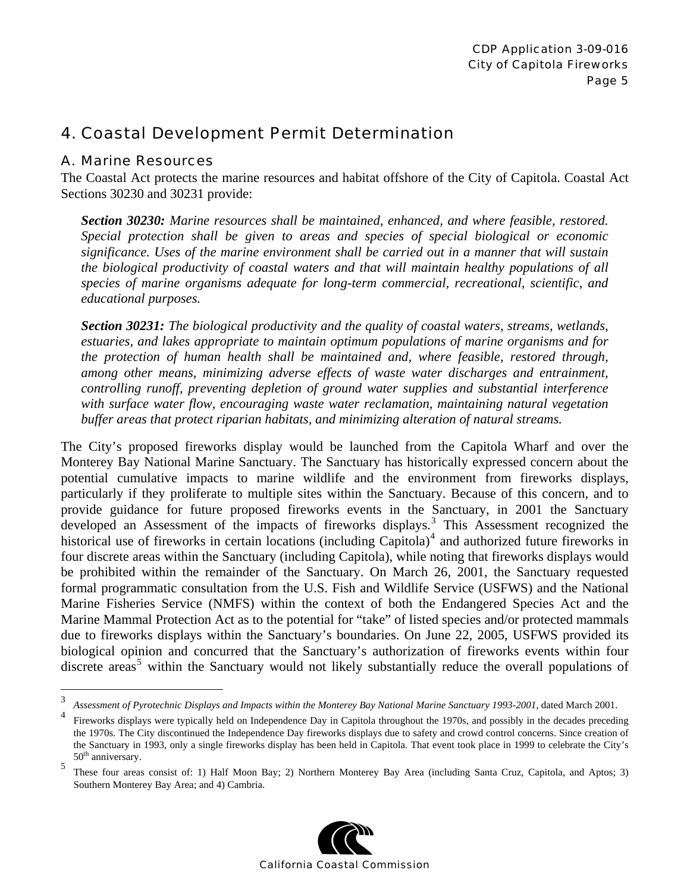## 4. Coastal Development Permit Determination

### A. Marine Resources

The Coastal Act protects the marine resources and habitat offshore of the City of Capitola. Coastal Act Sections 30230 and 30231 provide:

> ***Section 30230:*** *Marine resources shall be maintained, enhanced, and where feasible, restored. Special protection shall be given to areas and species of special biological or economic significance. Uses of the marine environment shall be carried out in a manner that will sustain the biological productivity of coastal waters and that will maintain healthy populations of all species of marine organisms adequate for long-term commercial, recreational, scientific, and educational purposes.*

> ***Section 30231:*** *The biological productivity and the quality of coastal waters, streams, wetlands, estuaries, and lakes appropriate to maintain optimum populations of marine organisms and for the protection of human health shall be maintained and, where feasible, restored through, among other means, minimizing adverse effects of waste water discharges and entrainment, controlling runoff, preventing depletion of ground water supplies and substantial interference with surface water flow, encouraging waste water reclamation, maintaining natural vegetation buffer areas that protect riparian habitats, and minimizing alteration of natural streams.*

The City's proposed fireworks display would be launched from the Capitola Wharf and over the Monterey Bay National Marine Sanctuary. The Sanctuary has historically expressed concern about the potential cumulative impacts to marine wildlife and the environment from fireworks displays, particularly if they proliferate to multiple sites within the Sanctuary. Because of this concern, and to provide guidance for future proposed fireworks events in the Sanctuary, in 2001 the Sanctuary developed an Assessment of the impacts of fireworks displays.[3] This Assessment recognized the historical use of fireworks in certain locations (including Capitola)[4] and authorized future fireworks in four discrete areas within the Sanctuary (including Capitola), while noting that fireworks displays would be prohibited within the remainder of the Sanctuary. On March 26, 2001, the Sanctuary requested formal programmatic consultation from the U.S. Fish and Wildlife Service (USFWS) and the National Marine Fisheries Service (NMFS) within the context of both the Endangered Species Act and the Marine Mammal Protection Act as to the potential for "take" of listed species and/or protected mammals due to fireworks displays within the Sanctuary's boundaries. On June 22, 2005, USFWS provided its biological opinion and concurred that the Sanctuary's authorization of fireworks events within four discrete areas[5] within the Sanctuary would not likely substantially reduce the overall populations of

---

[3] *Assessment of Pyrotechnic Displays and Impacts within the Monterey Bay National Marine Sanctuary 1993-2001*, dated March 2001.

[4] Fireworks displays were typically held on Independence Day in Capitola throughout the 1970s, and possibly in the decades preceding the 1970s. The City discontinued the Independence Day fireworks displays due to safety and crowd control concerns. Since creation of the Sanctuary in 1993, only a single fireworks display has been held in Capitola. That event took place in 1999 to celebrate the City's 50th anniversary.

[5] These four areas consist of: 1) Half Moon Bay; 2) Northern Monterey Bay Area (including Santa Cruz, Capitola, and Aptos; 3) Southern Monterey Bay Area; and 4) Cambria.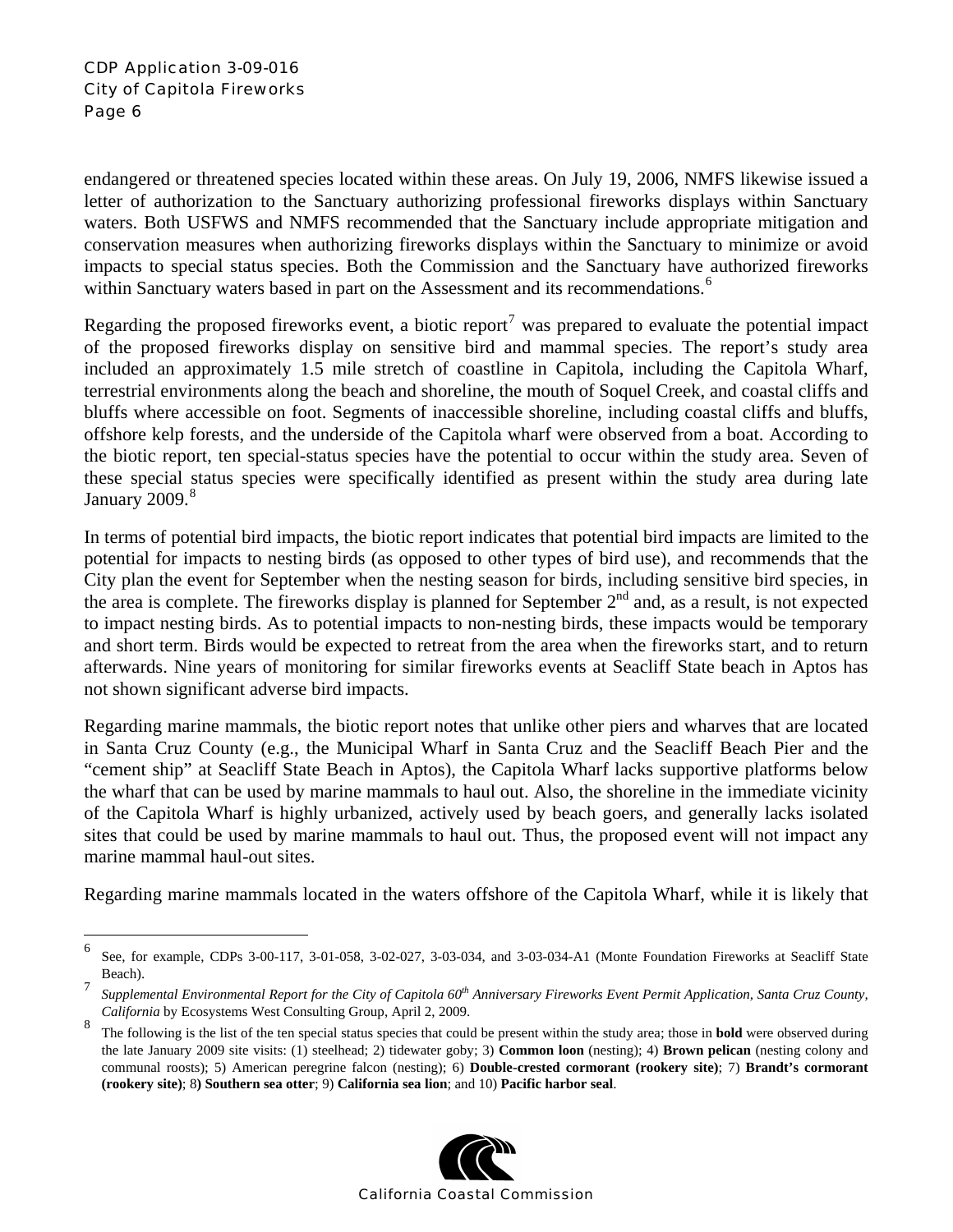endangered or threatened species located within these areas. On July 19, 2006, NMFS likewise issued a letter of authorization to the Sanctuary authorizing professional fireworks displays within Sanctuary waters. Both USFWS and NMFS recommended that the Sanctuary include appropriate mitigation and conservation measures when authorizing fireworks displays within the Sanctuary to minimize or avoid impacts to special status species. Both the Commission and the Sanctuary have authorized fireworks within Sanctuary waters based in part on the Assessment and its recommendations.[6]

Regarding the proposed fireworks event, a biotic report[7] was prepared to evaluate the potential impact of the proposed fireworks display on sensitive bird and mammal species. The report's study area included an approximately 1.5 mile stretch of coastline in Capitola, including the Capitola Wharf, terrestrial environments along the beach and shoreline, the mouth of Soquel Creek, and coastal cliffs and bluffs where accessible on foot. Segments of inaccessible shoreline, including coastal cliffs and bluffs, offshore kelp forests, and the underside of the Capitola wharf were observed from a boat. According to the biotic report, ten special-status species have the potential to occur within the study area. Seven of these special status species were specifically identified as present within the study area during late January 2009.[8]

In terms of potential bird impacts, the biotic report indicates that potential bird impacts are limited to the potential for impacts to nesting birds (as opposed to other types of bird use), and recommends that the City plan the event for September when the nesting season for birds, including sensitive bird species, in the area is complete. The fireworks display is planned for September 2nd and, as a result, is not expected to impact nesting birds. As to potential impacts to non-nesting birds, these impacts would be temporary and short term. Birds would be expected to retreat from the area when the fireworks start, and to return afterwards. Nine years of monitoring for similar fireworks events at Seacliff State beach in Aptos has not shown significant adverse bird impacts.

Regarding marine mammals, the biotic report notes that unlike other piers and wharves that are located in Santa Cruz County (e.g., the Municipal Wharf in Santa Cruz and the Seacliff Beach Pier and the "cement ship" at Seacliff State Beach in Aptos), the Capitola Wharf lacks supportive platforms below the wharf that can be used by marine mammals to haul out. Also, the shoreline in the immediate vicinity of the Capitola Wharf is highly urbanized, actively used by beach goers, and generally lacks isolated sites that could be used by marine mammals to haul out. Thus, the proposed event will not impact any marine mammal haul-out sites.

Regarding marine mammals located in the waters offshore of the Capitola Wharf, while it is likely that

---

[6] See, for example, CDPs 3-00-117, 3-01-058, 3-02-027, 3-03-034, and 3-03-034-A1 (Monte Foundation Fireworks at Seacliff State Beach).

[7] *Supplemental Environmental Report for the City of Capitola 60th Anniversary Fireworks Event Permit Application, Santa Cruz County, California* by Ecosystems West Consulting Group, April 2, 2009.

[8] The following is the list of the ten special status species that could be present within the study area; those in **bold** were observed during the late January 2009 site visits: (1) steelhead; 2) tidewater goby; 3) **Common loon** (nesting); 4) **Brown pelican** (nesting colony and communal roosts); 5) American peregrine falcon (nesting); 6) **Double-crested cormorant (rookery site)**; 7) **Brandt's cormorant (rookery site)**; 8**) Southern sea otter**; 9) **California sea lion**; and 10) **Pacific harbor seal**.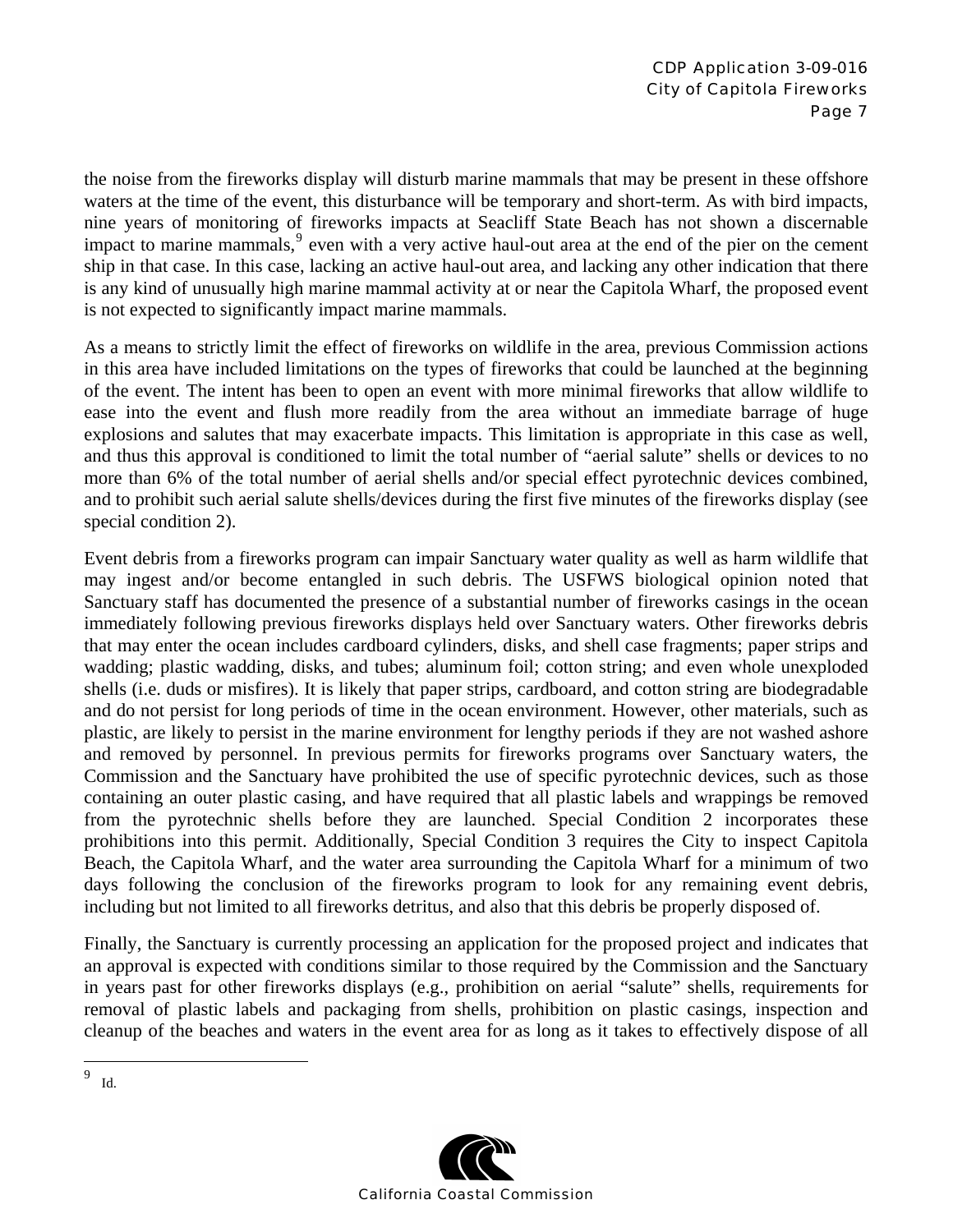the noise from the fireworks display will disturb marine mammals that may be present in these offshore waters at the time of the event, this disturbance will be temporary and short-term. As with bird impacts, nine years of monitoring of fireworks impacts at Seacliff State Beach has not shown a discernable impact to marine mammals,[9] even with a very active haul-out area at the end of the pier on the cement ship in that case. In this case, lacking an active haul-out area, and lacking any other indication that there is any kind of unusually high marine mammal activity at or near the Capitola Wharf, the proposed event is not expected to significantly impact marine mammals.

As a means to strictly limit the effect of fireworks on wildlife in the area, previous Commission actions in this area have included limitations on the types of fireworks that could be launched at the beginning of the event. The intent has been to open an event with more minimal fireworks that allow wildlife to ease into the event and flush more readily from the area without an immediate barrage of huge explosions and salutes that may exacerbate impacts. This limitation is appropriate in this case as well, and thus this approval is conditioned to limit the total number of "aerial salute" shells or devices to no more than 6% of the total number of aerial shells and/or special effect pyrotechnic devices combined, and to prohibit such aerial salute shells/devices during the first five minutes of the fireworks display (see special condition 2).

Event debris from a fireworks program can impair Sanctuary water quality as well as harm wildlife that may ingest and/or become entangled in such debris. The USFWS biological opinion noted that Sanctuary staff has documented the presence of a substantial number of fireworks casings in the ocean immediately following previous fireworks displays held over Sanctuary waters. Other fireworks debris that may enter the ocean includes cardboard cylinders, disks, and shell case fragments; paper strips and wadding; plastic wadding, disks, and tubes; aluminum foil; cotton string; and even whole unexploded shells (i.e. duds or misfires). It is likely that paper strips, cardboard, and cotton string are biodegradable and do not persist for long periods of time in the ocean environment. However, other materials, such as plastic, are likely to persist in the marine environment for lengthy periods if they are not washed ashore and removed by personnel. In previous permits for fireworks programs over Sanctuary waters, the Commission and the Sanctuary have prohibited the use of specific pyrotechnic devices, such as those containing an outer plastic casing, and have required that all plastic labels and wrappings be removed from the pyrotechnic shells before they are launched. Special Condition 2 incorporates these prohibitions into this permit. Additionally, Special Condition 3 requires the City to inspect Capitola Beach, the Capitola Wharf, and the water area surrounding the Capitola Wharf for a minimum of two days following the conclusion of the fireworks program to look for any remaining event debris, including but not limited to all fireworks detritus, and also that this debris be properly disposed of.

Finally, the Sanctuary is currently processing an application for the proposed project and indicates that an approval is expected with conditions similar to those required by the Commission and the Sanctuary in years past for other fireworks displays (e.g., prohibition on aerial "salute" shells, requirements for removal of plastic labels and packaging from shells, prohibition on plastic casings, inspection and cleanup of the beaches and waters in the event area for as long as it takes to effectively dispose of all

---

[9] Id.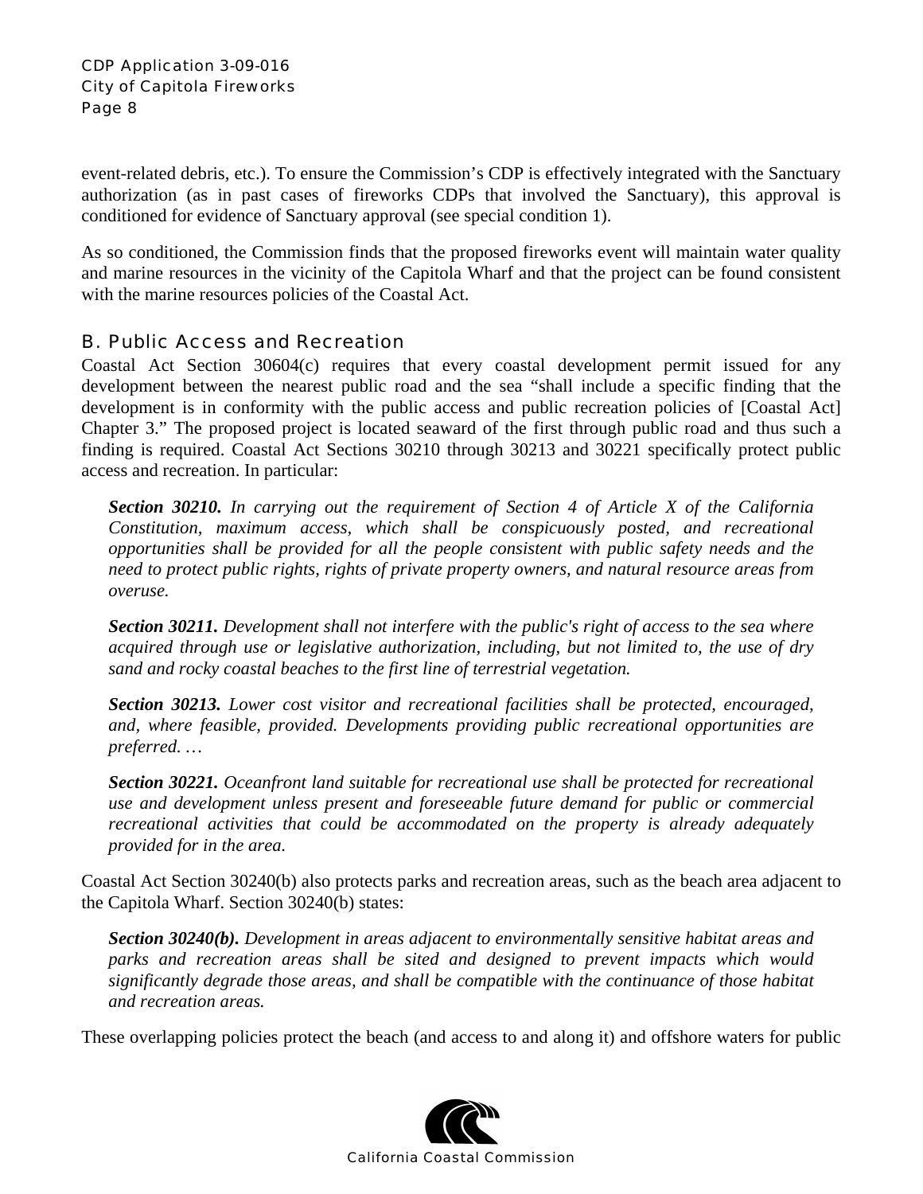event-related debris, etc.). To ensure the Commission's CDP is effectively integrated with the Sanctuary authorization (as in past cases of fireworks CDPs that involved the Sanctuary), this approval is conditioned for evidence of Sanctuary approval (see special condition 1).

As so conditioned, the Commission finds that the proposed fireworks event will maintain water quality and marine resources in the vicinity of the Capitola Wharf and that the project can be found consistent with the marine resources policies of the Coastal Act.

## B. Public Access and Recreation

Coastal Act Section 30604(c) requires that every coastal development permit issued for any development between the nearest public road and the sea "shall include a specific finding that the development is in conformity with the public access and public recreation policies of [Coastal Act] Chapter 3." The proposed project is located seaward of the first through public road and thus such a finding is required. Coastal Act Sections 30210 through 30213 and 30221 specifically protect public access and recreation. In particular:

> ***Section 30210.*** *In carrying out the requirement of Section 4 of Article X of the California Constitution, maximum access, which shall be conspicuously posted, and recreational opportunities shall be provided for all the people consistent with public safety needs and the need to protect public rights, rights of private property owners, and natural resource areas from overuse.*
>
> ***Section 30211.*** *Development shall not interfere with the public's right of access to the sea where acquired through use or legislative authorization, including, but not limited to, the use of dry sand and rocky coastal beaches to the first line of terrestrial vegetation.*
>
> ***Section 30213.*** *Lower cost visitor and recreational facilities shall be protected, encouraged, and, where feasible, provided. Developments providing public recreational opportunities are preferred. …*
>
> ***Section 30221.*** *Oceanfront land suitable for recreational use shall be protected for recreational use and development unless present and foreseeable future demand for public or commercial recreational activities that could be accommodated on the property is already adequately provided for in the area.*

Coastal Act Section 30240(b) also protects parks and recreation areas, such as the beach area adjacent to the Capitola Wharf. Section 30240(b) states:

> ***Section 30240(b).*** *Development in areas adjacent to environmentally sensitive habitat areas and parks and recreation areas shall be sited and designed to prevent impacts which would significantly degrade those areas, and shall be compatible with the continuance of those habitat and recreation areas.*

These overlapping policies protect the beach (and access to and along it) and offshore waters for public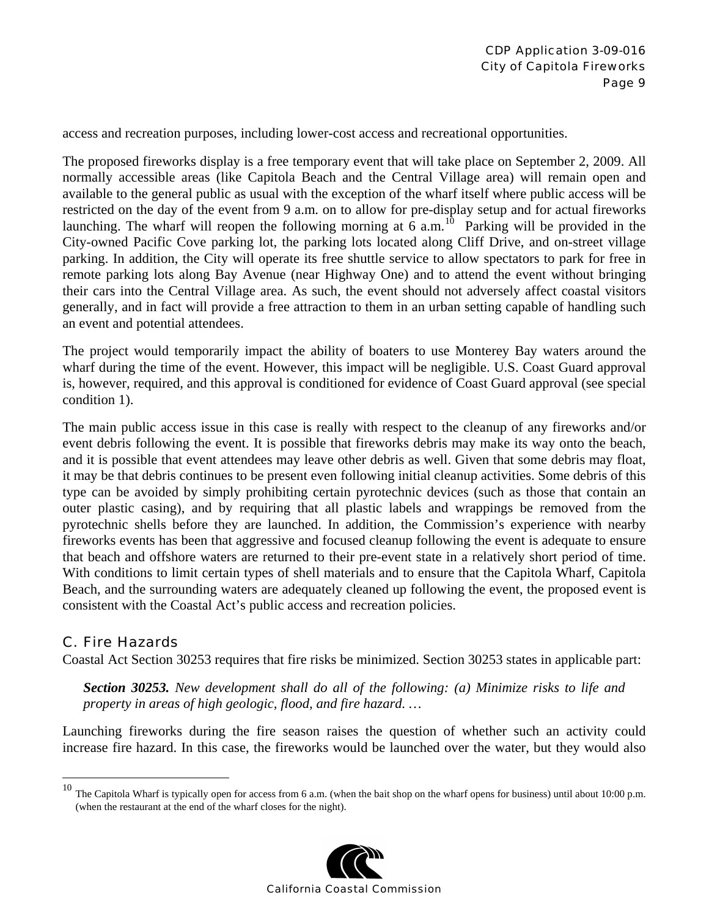access and recreation purposes, including lower-cost access and recreational opportunities.

The proposed fireworks display is a free temporary event that will take place on September 2, 2009. All normally accessible areas (like Capitola Beach and the Central Village area) will remain open and available to the general public as usual with the exception of the wharf itself where public access will be restricted on the day of the event from 9 a.m. on to allow for pre-display setup and for actual fireworks launching. The wharf will reopen the following morning at 6 a.m.[10] Parking will be provided in the City-owned Pacific Cove parking lot, the parking lots located along Cliff Drive, and on-street village parking. In addition, the City will operate its free shuttle service to allow spectators to park for free in remote parking lots along Bay Avenue (near Highway One) and to attend the event without bringing their cars into the Central Village area. As such, the event should not adversely affect coastal visitors generally, and in fact will provide a free attraction to them in an urban setting capable of handling such an event and potential attendees.

The project would temporarily impact the ability of boaters to use Monterey Bay waters around the wharf during the time of the event. However, this impact will be negligible. U.S. Coast Guard approval is, however, required, and this approval is conditioned for evidence of Coast Guard approval (see special condition 1).

The main public access issue in this case is really with respect to the cleanup of any fireworks and/or event debris following the event. It is possible that fireworks debris may make its way onto the beach, and it is possible that event attendees may leave other debris as well. Given that some debris may float, it may be that debris continues to be present even following initial cleanup activities. Some debris of this type can be avoided by simply prohibiting certain pyrotechnic devices (such as those that contain an outer plastic casing), and by requiring that all plastic labels and wrappings be removed from the pyrotechnic shells before they are launched. In addition, the Commission's experience with nearby fireworks events has been that aggressive and focused cleanup following the event is adequate to ensure that beach and offshore waters are returned to their pre-event state in a relatively short period of time. With conditions to limit certain types of shell materials and to ensure that the Capitola Wharf, Capitola Beach, and the surrounding waters are adequately cleaned up following the event, the proposed event is consistent with the Coastal Act's public access and recreation policies.

## C. Fire Hazards

Coastal Act Section 30253 requires that fire risks be minimized. Section 30253 states in applicable part:

> ***Section 30253.*** *New development shall do all of the following: (a) Minimize risks to life and property in areas of high geologic, flood, and fire hazard. …*

Launching fireworks during the fire season raises the question of whether such an activity could increase fire hazard. In this case, the fireworks would be launched over the water, but they would also

---

[10] The Capitola Wharf is typically open for access from 6 a.m. (when the bait shop on the wharf opens for business) until about 10:00 p.m. (when the restaurant at the end of the wharf closes for the night).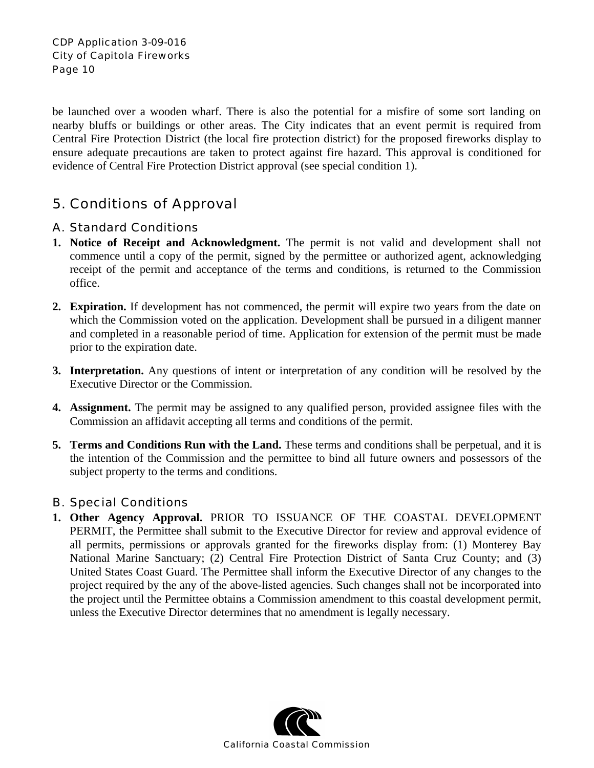be launched over a wooden wharf. There is also the potential for a misfire of some sort landing on nearby bluffs or buildings or other areas. The City indicates that an event permit is required from Central Fire Protection District (the local fire protection district) for the proposed fireworks display to ensure adequate precautions are taken to protect against fire hazard. This approval is conditioned for evidence of Central Fire Protection District approval (see special condition 1).

## 5. Conditions of Approval

### A. Standard Conditions

1. **Notice of Receipt and Acknowledgment.** The permit is not valid and development shall not commence until a copy of the permit, signed by the permittee or authorized agent, acknowledging receipt of the permit and acceptance of the terms and conditions, is returned to the Commission office.

2. **Expiration.** If development has not commenced, the permit will expire two years from the date on which the Commission voted on the application. Development shall be pursued in a diligent manner and completed in a reasonable period of time. Application for extension of the permit must be made prior to the expiration date.

3. **Interpretation.** Any questions of intent or interpretation of any condition will be resolved by the Executive Director or the Commission.

4. **Assignment.** The permit may be assigned to any qualified person, provided assignee files with the Commission an affidavit accepting all terms and conditions of the permit.

5. **Terms and Conditions Run with the Land.** These terms and conditions shall be perpetual, and it is the intention of the Commission and the permittee to bind all future owners and possessors of the subject property to the terms and conditions.

### B. Special Conditions

1. **Other Agency Approval.** PRIOR TO ISSUANCE OF THE COASTAL DEVELOPMENT PERMIT, the Permittee shall submit to the Executive Director for review and approval evidence of all permits, permissions or approvals granted for the fireworks display from: (1) Monterey Bay National Marine Sanctuary; (2) Central Fire Protection District of Santa Cruz County; and (3) United States Coast Guard. The Permittee shall inform the Executive Director of any changes to the project required by the any of the above-listed agencies. Such changes shall not be incorporated into the project until the Permittee obtains a Commission amendment to this coastal development permit, unless the Executive Director determines that no amendment is legally necessary.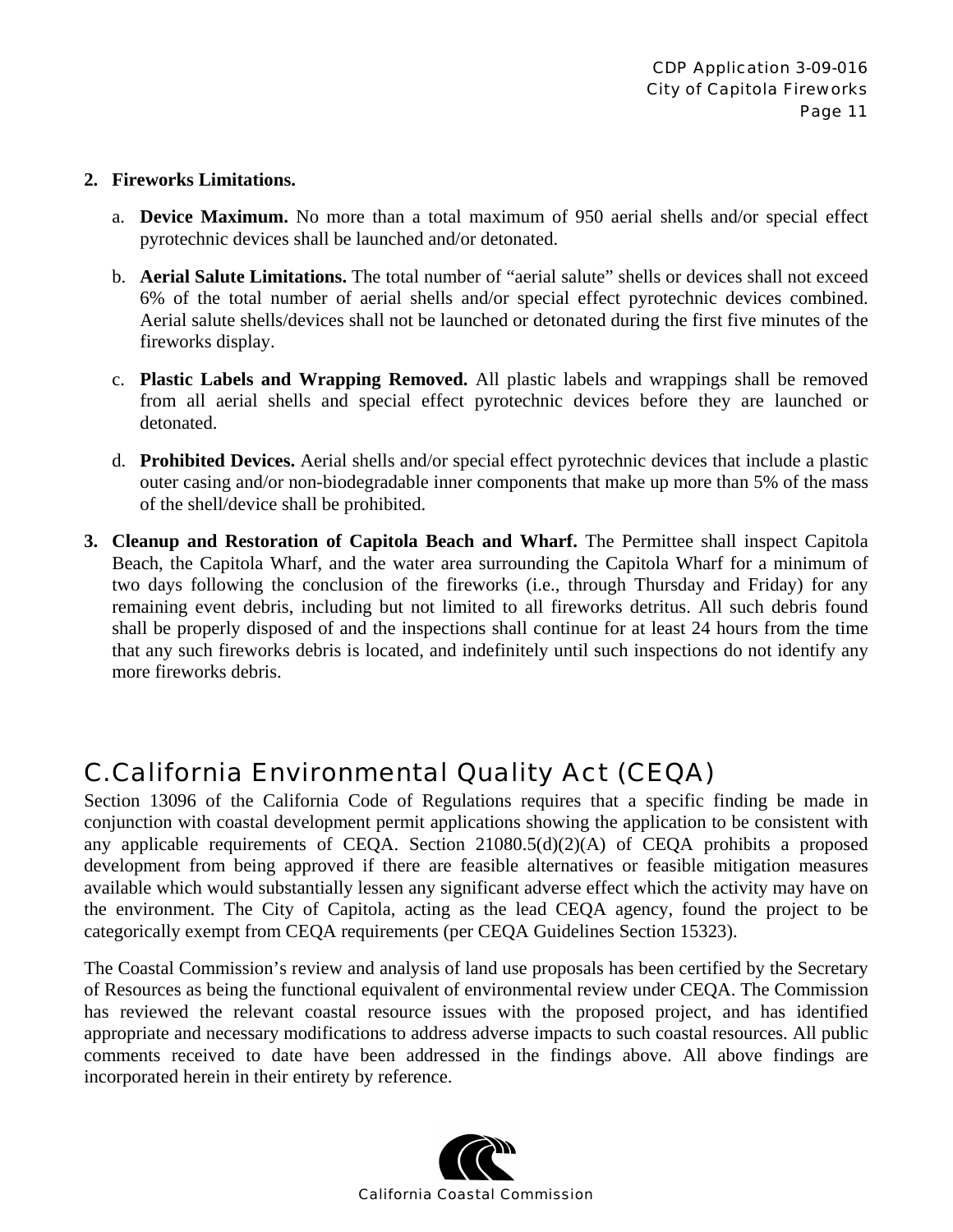2. **Fireworks Limitations.**

   a. **Device Maximum.** No more than a total maximum of 950 aerial shells and/or special effect pyrotechnic devices shall be launched and/or detonated.

   b. **Aerial Salute Limitations.** The total number of "aerial salute" shells or devices shall not exceed 6% of the total number of aerial shells and/or special effect pyrotechnic devices combined. Aerial salute shells/devices shall not be launched or detonated during the first five minutes of the fireworks display.

   c. **Plastic Labels and Wrapping Removed.** All plastic labels and wrappings shall be removed from all aerial shells and special effect pyrotechnic devices before they are launched or detonated.

   d. **Prohibited Devices.** Aerial shells and/or special effect pyrotechnic devices that include a plastic outer casing and/or non-biodegradable inner components that make up more than 5% of the mass of the shell/device shall be prohibited.

3. **Cleanup and Restoration of Capitola Beach and Wharf.** The Permittee shall inspect Capitola Beach, the Capitola Wharf, and the water area surrounding the Capitola Wharf for a minimum of two days following the conclusion of the fireworks (i.e., through Thursday and Friday) for any remaining event debris, including but not limited to all fireworks detritus. All such debris found shall be properly disposed of and the inspections shall continue for at least 24 hours from the time that any such fireworks debris is located, and indefinitely until such inspections do not identify any more fireworks debris.

## C. California Environmental Quality Act (CEQA)

Section 13096 of the California Code of Regulations requires that a specific finding be made in conjunction with coastal development permit applications showing the application to be consistent with any applicable requirements of CEQA. Section 21080.5(d)(2)(A) of CEQA prohibits a proposed development from being approved if there are feasible alternatives or feasible mitigation measures available which would substantially lessen any significant adverse effect which the activity may have on the environment. The City of Capitola, acting as the lead CEQA agency, found the project to be categorically exempt from CEQA requirements (per CEQA Guidelines Section 15323).

The Coastal Commission's review and analysis of land use proposals has been certified by the Secretary of Resources as being the functional equivalent of environmental review under CEQA. The Commission has reviewed the relevant coastal resource issues with the proposed project, and has identified appropriate and necessary modifications to address adverse impacts to such coastal resources. All public comments received to date have been addressed in the findings above. All above findings are incorporated herein in their entirety by reference.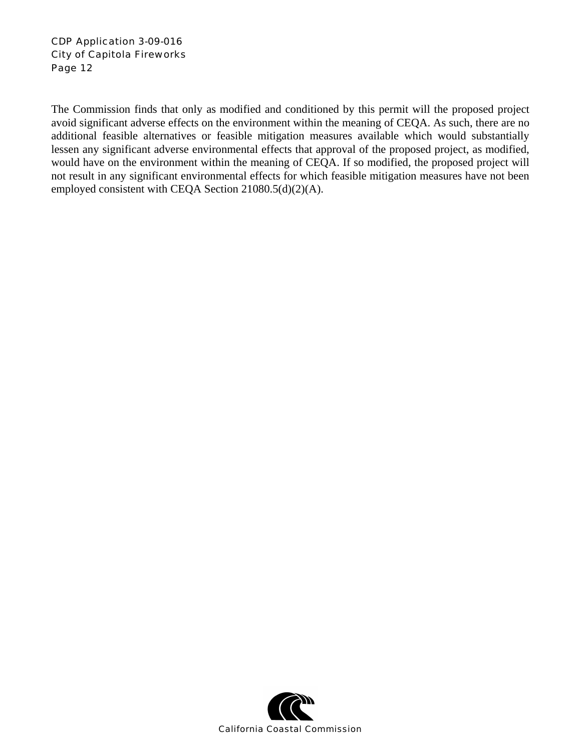The Commission finds that only as modified and conditioned by this permit will the proposed project avoid significant adverse effects on the environment within the meaning of CEQA. As such, there are no additional feasible alternatives or feasible mitigation measures available which would substantially lessen any significant adverse environmental effects that approval of the proposed project, as modified, would have on the environment within the meaning of CEQA. If so modified, the proposed project will not result in any significant environmental effects for which feasible mitigation measures have not been employed consistent with CEQA Section 21080.5(d)(2)(A).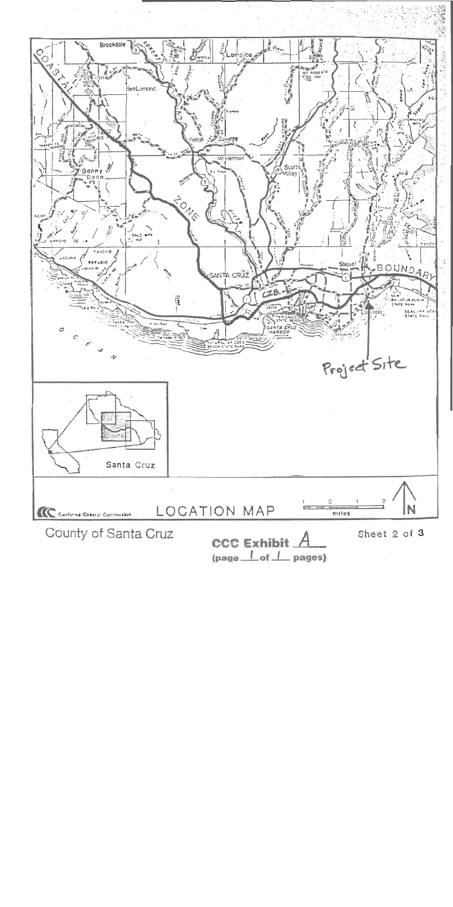LOCATION MAP

California Coastal Commission

County of Santa Cruz

Sheet 2 of 3

Project Site

**CCC Exhibit** A
(page 1 of 1 pages)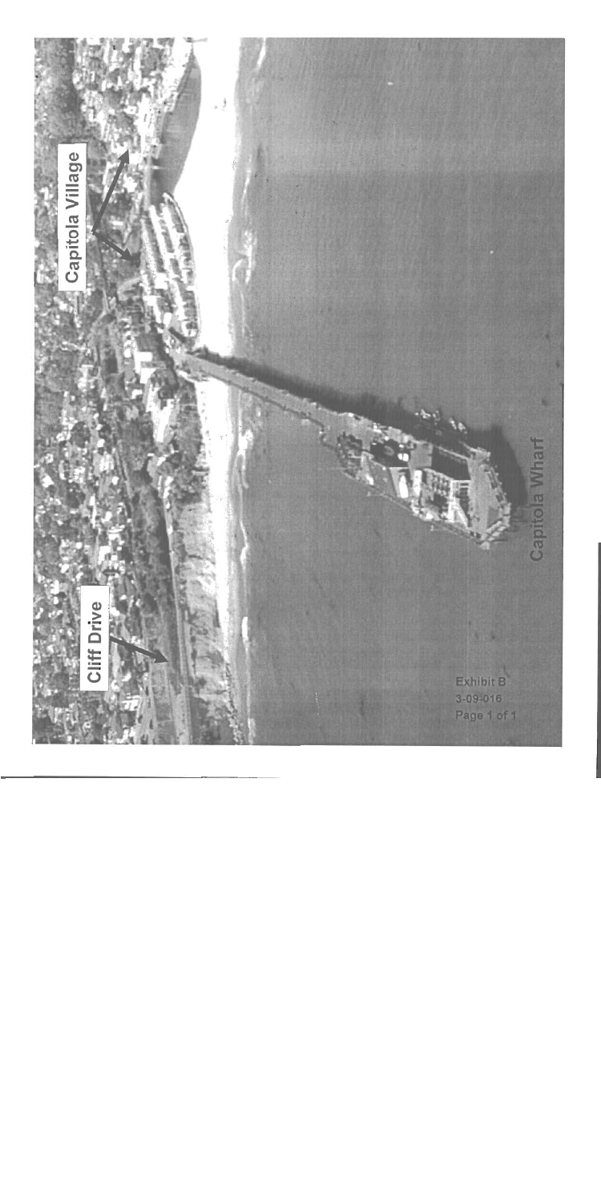Capitola Village

Cliff Drive

Capitola Wharf

Exhibit B
3-09-016
Page 1 of 1